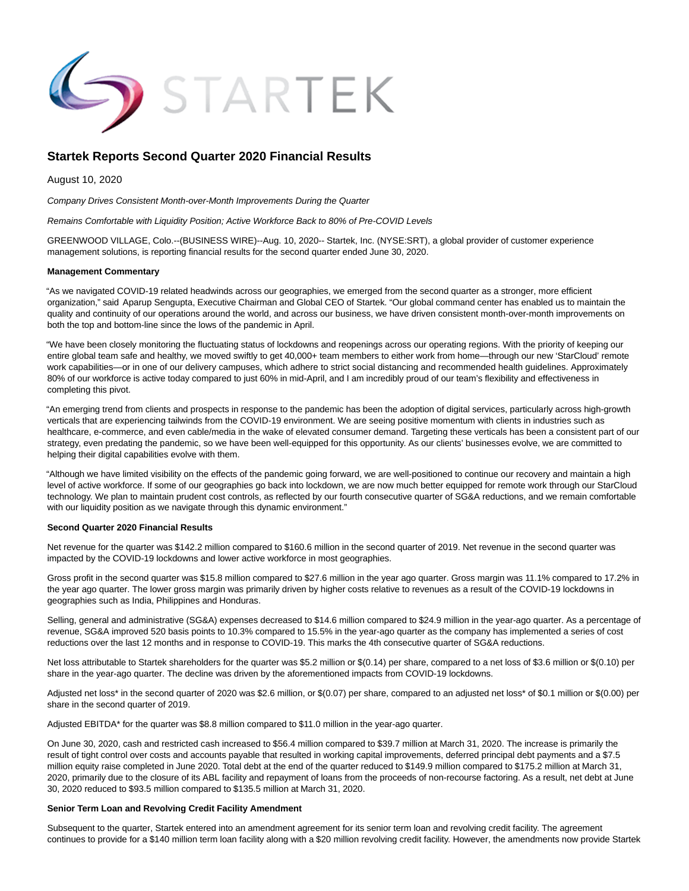STARTEK

# Startek Reports Second Quarter 2020 Financial Results

August 10, 2020

*Company Drives Consistent Month-over-Month Improvements During the Quarter*

*Remains Comfortable with Liquidity Position; Active Workforce Back to 80% of Pre-COVID Levels*

GREENWOOD VILLAGE, Colo.--(BUSINESS WIRE)--Aug. 10, 2020-- Startek, Inc. (NYSE:SRT), a global provider of customer experience management solutions, is reporting financial results for the second quarter ended June 30, 2020.

**Management Commentary**

"As we navigated COVID-19 related headwinds across our geographies, we emerged from the second quarter as a stronger, more efficient organization," said Aparup Sengupta, Executive Chairman and Global CEO of Startek. "Our global command center has enabled us to maintain the quality and continuity of our operations around the world, and across our business, we have driven consistent month-over-month improvements on both the top and bottom-line since the lows of the pandemic in April.

"We have been closely monitoring the fluctuating status of lockdowns and reopenings across our operating regions. With the priority of keeping our entire global team safe and healthy, we moved swiftly to get 40,000+ team members to either work from home—through our new 'StarCloud' remote work capabilities—or in one of our delivery campuses, which adhere to strict social distancing and recommended health guidelines. Approximately 80% of our workforce is active today compared to just 60% in mid-April, and I am incredibly proud of our team's flexibility and effectiveness in completing this pivot.

"An emerging trend from clients and prospects in response to the pandemic has been the adoption of digital services, particularly across high-growth verticals that are experiencing tailwinds from the COVID-19 environment. We are seeing positive momentum with clients in industries such as healthcare, e-commerce, and even cable/media in the wake of elevated consumer demand. Targeting these verticals has been a consistent part of our strategy, even predating the pandemic, so we have been well-equipped for this opportunity. As our clients' businesses evolve, we are committed to helping their digital capabilities evolve with them.

"Although we have limited visibility on the effects of the pandemic going forward, we are well-positioned to continue our recovery and maintain a high level of active workforce. If some of our geographies go back into lockdown, we are now much better equipped for remote work through our StarCloud technology. We plan to maintain prudent cost controls, as reflected by our fourth consecutive quarter of SG&A reductions, and we remain comfortable with our liquidity position as we navigate through this dynamic environment."

**Second Quarter 2020 Financial Results**

Net revenue for the quarter was $142.2 million compared to $160.6 million in the second quarter of 2019. Net revenue in the second quarter was impacted by the COVID-19 lockdowns and lower active workforce in most geographies.

Gross profit in the second quarter was $15.8 million compared to $27.6 million in the year ago quarter. Gross margin was 11.1% compared to 17.2% in the year ago quarter. The lower gross margin was primarily driven by higher costs relative to revenues as a result of the COVID-19 lockdowns in geographies such as India, Philippines and Honduras.

Selling, general and administrative (SG&A) expenses decreased to $14.6 million compared to $24.9 million in the year-ago quarter. As a percentage of revenue, SG&A improved 520 basis points to 10.3% compared to 15.5% in the year-ago quarter as the company has implemented a series of cost reductions over the last 12 months and in response to COVID-19. This marks the 4th consecutive quarter of SG&A reductions.

Net loss attributable to Startek shareholders for the quarter was $5.2 million or $(0.14) per share, compared to a net loss of $3.6 million or $(0.10) per share in the year-ago quarter. The decline was driven by the aforementioned impacts from COVID-19 lockdowns.

Adjusted net loss* in the second quarter of 2020 was $2.6 million, or $(0.07) per share, compared to an adjusted net loss* of $0.1 million or $(0.00) per share in the second quarter of 2019.

Adjusted EBITDA* for the quarter was $8.8 million compared to $11.0 million in the year-ago quarter.

On June 30, 2020, cash and restricted cash increased to $56.4 million compared to $39.7 million at March 31, 2020. The increase is primarily the result of tight control over costs and accounts payable that resulted in working capital improvements, deferred principal debt payments and a $7.5 million equity raise completed in June 2020. Total debt at the end of the quarter reduced to $149.9 million compared to $175.2 million at March 31, 2020, primarily due to the closure of its ABL facility and repayment of loans from the proceeds of non-recourse factoring. As a result, net debt at June 30, 2020 reduced to $93.5 million compared to $135.5 million at March 31, 2020.

**Senior Term Loan and Revolving Credit Facility Amendment**

Subsequent to the quarter, Startek entered into an amendment agreement for its senior term loan and revolving credit facility. The agreement continues to provide for a $140 million term loan facility along with a $20 million revolving credit facility. However, the amendments now provide Startek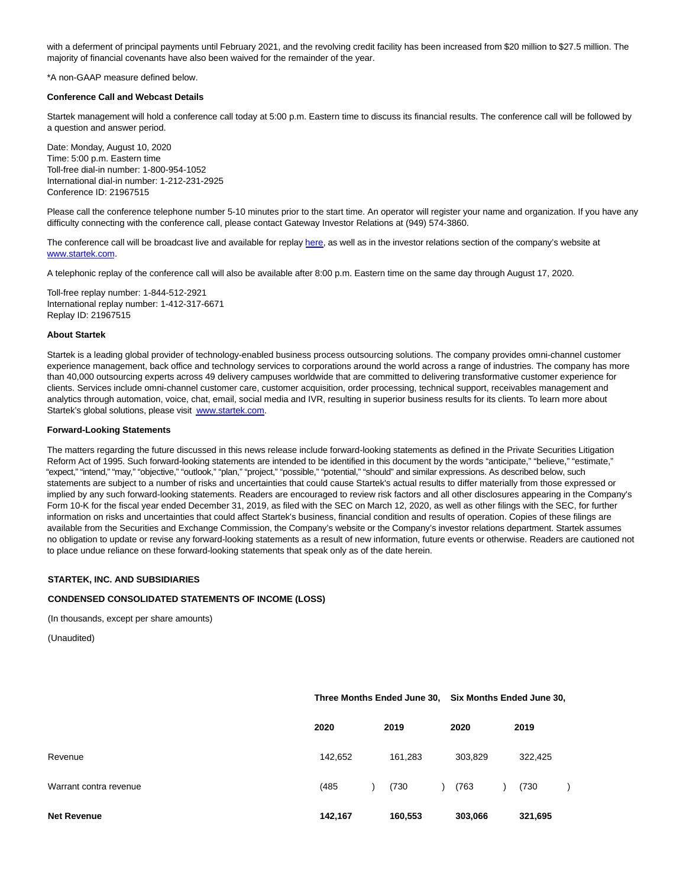with a deferment of principal payments until February 2021, and the revolving credit facility has been increased from $20 million to $27.5 million. The majority of financial covenants have also been waived for the remainder of the year.

*A non-GAAP measure defined below.

**Conference Call and Webcast Details**

Startek management will hold a conference call today at 5:00 p.m. Eastern time to discuss its financial results. The conference call will be followed by a question and answer period.

Date: Monday, August 10, 2020
Time: 5:00 p.m. Eastern time
Toll-free dial-in number: 1-800-954-1052
International dial-in number: 1-212-231-2925
Conference ID: 21967515

Please call the conference telephone number 5-10 minutes prior to the start time. An operator will register your name and organization. If you have any difficulty connecting with the conference call, please contact Gateway Investor Relations at (949) 574-3860.

The conference call will be broadcast live and available for replay here, as well as in the investor relations section of the company's website at www.startek.com.

A telephonic replay of the conference call will also be available after 8:00 p.m. Eastern time on the same day through August 17, 2020.

Toll-free replay number: 1-844-512-2921
International replay number: 1-412-317-6671
Replay ID: 21967515

**About Startek**

Startek is a leading global provider of technology-enabled business process outsourcing solutions. The company provides omni-channel customer experience management, back office and technology services to corporations around the world across a range of industries. The company has more than 40,000 outsourcing experts across 49 delivery campuses worldwide that are committed to delivering transformative customer experience for clients. Services include omni-channel customer care, customer acquisition, order processing, technical support, receivables management and analytics through automation, voice, chat, email, social media and IVR, resulting in superior business results for its clients. To learn more about Startek's global solutions, please visit www.startek.com.

**Forward-Looking Statements**

The matters regarding the future discussed in this news release include forward-looking statements as defined in the Private Securities Litigation Reform Act of 1995. Such forward-looking statements are intended to be identified in this document by the words "anticipate," "believe," "estimate," "expect," "intend," "may," "objective," "outlook," "plan," "project," "possible," "potential," "should" and similar expressions. As described below, such statements are subject to a number of risks and uncertainties that could cause Startek's actual results to differ materially from those expressed or implied by any such forward-looking statements. Readers are encouraged to review risk factors and all other disclosures appearing in the Company's Form 10-K for the fiscal year ended December 31, 2019, as filed with the SEC on March 12, 2020, as well as other filings with the SEC, for further information on risks and uncertainties that could affect Startek's business, financial condition and results of operation. Copies of these filings are available from the Securities and Exchange Commission, the Company's website or the Company's investor relations department. Startek assumes no obligation to update or revise any forward-looking statements as a result of new information, future events or otherwise. Readers are cautioned not to place undue reliance on these forward-looking statements that speak only as of the date herein.

**STARTEK, INC. AND SUBSIDIARIES**

**CONDENSED CONSOLIDATED STATEMENTS OF INCOME (LOSS)**

(In thousands, except per share amounts)

(Unaudited)

| | Three Months Ended June 30, | | Six Months Ended June 30, | |
|---|---|---|---|---|
| | **2020** | **2019** | **2020** | **2019** |
| Revenue | 142,652 | 161,283 | 303,829 | 322,425 |
| Warrant contra revenue | (485) | (730) | (763) | (730) |
| **Net Revenue** | **142,167** | **160,553** | **303,066** | **321,695** |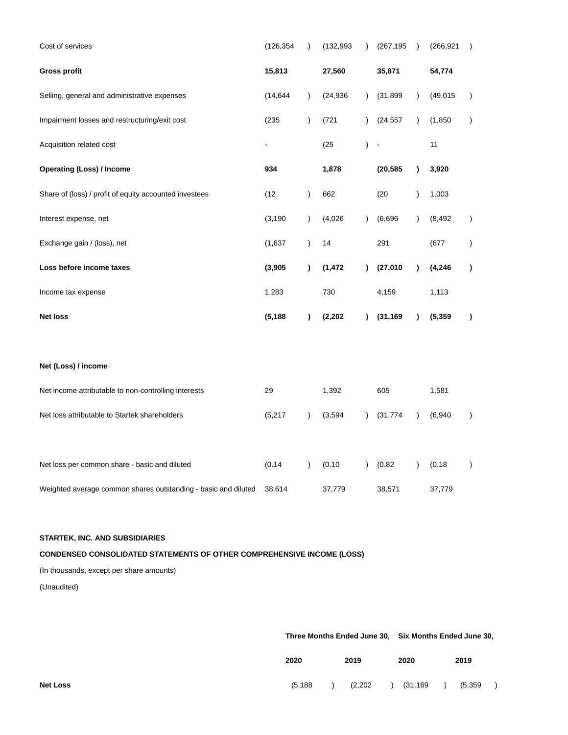| | | | | |
|---|---|---|---|---|
| Cost of services | (126,354) | (132,993) | (267,195) | (266,921) |
| **Gross profit** | **15,813** | **27,560** | **35,871** | **54,774** |
| Selling, general and administrative expenses | (14,644) | (24,936) | (31,899) | (49,015) |
| Impairment losses and restructuring/exit cost | (235) | (721) | (24,557) | (1,850) |
| Acquisition related cost | - | (25) | - | 11 |
| **Operating (Loss) / Income** | **934** | **1,878** | **(20,585)** | **3,920** |
| Share of (loss) / profit of equity accounted investees | (12) | 662 | (20) | 1,003 |
| Interest expense, net | (3,190) | (4,026) | (6,696) | (8,492) |
| Exchange gain / (loss), net | (1,637) | 14 | 291 | (677) |
| **Loss before income taxes** | **(3,905)** | **(1,472)** | **(27,010)** | **(4,246)** |
| Income tax expense | 1,283 | 730 | 4,159 | 1,113 |
| **Net loss** | **(5,188)** | **(2,202)** | **(31,169)** | **(5,359)** |
| | | | | |
| **Net (Loss) / income** | | | | |
| Net income attributable to non-controlling interests | 29 | 1,392 | 605 | 1,581 |
| Net loss attributable to Startek shareholders | (5,217) | (3,594) | (31,774) | (6,940) |
| | | | | |
| Net loss per common share - basic and diluted | (0.14) | (0.10) | (0.82) | (0.18) |
| Weighted average common shares outstanding - basic and diluted | 38,614 | 37,779 | 38,571 | 37,779 |

**STARTEK, INC. AND SUBSIDIARIES**

**CONDENSED CONSOLIDATED STATEMENTS OF OTHER COMPREHENSIVE INCOME (LOSS)**

(In thousands, except per share amounts)

(Unaudited)

| | Three Months Ended June 30, | | Six Months Ended June 30, | |
|---|---|---|---|---|
| | **2020** | **2019** | **2020** | **2019** |
| **Net Loss** | (5,188) | (2,202) | (31,169) | (5,359) |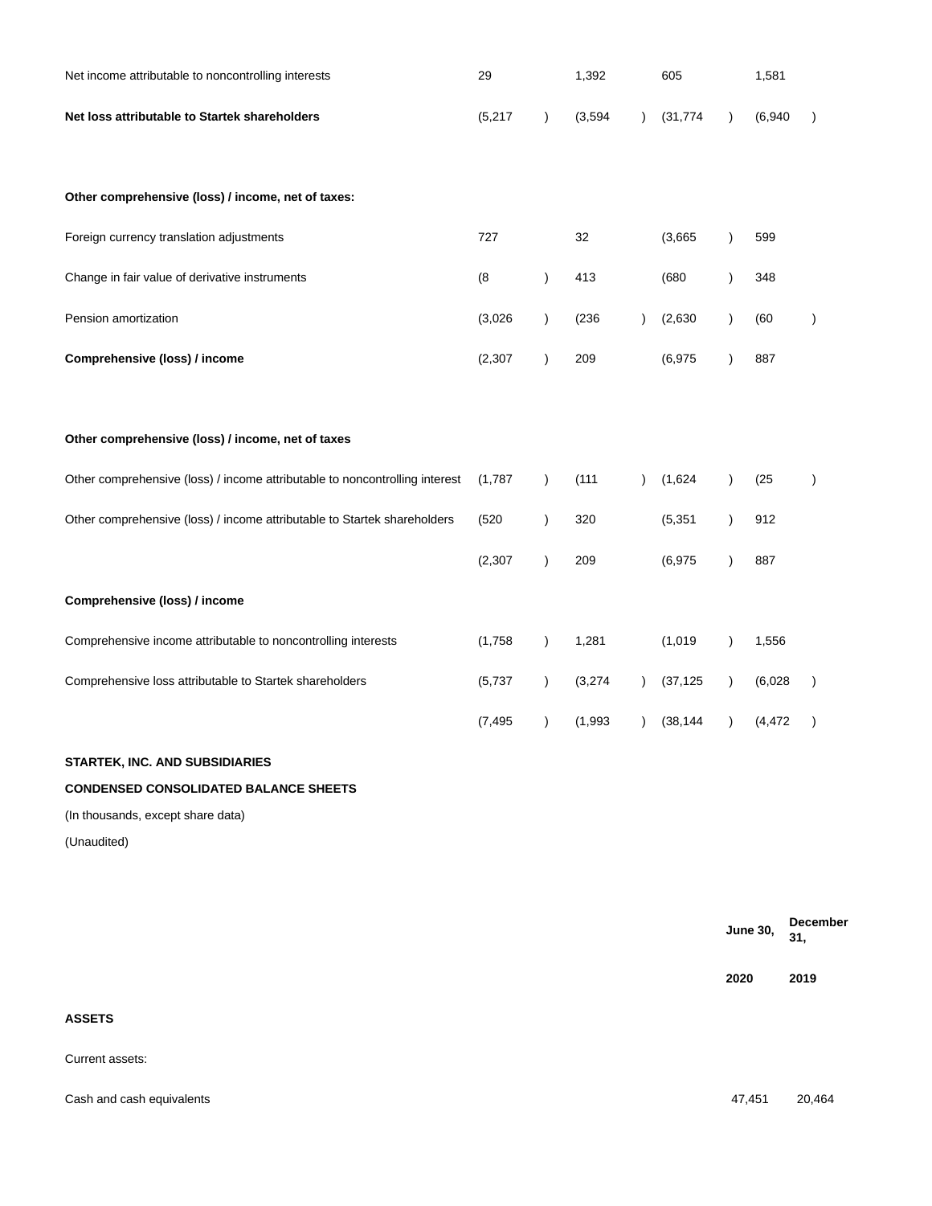| | | | | |
|---|---|---|---|---|
| Net income attributable to noncontrolling interests | 29 | 1,392 | 605 | 1,581 |
| **Net loss attributable to Startek shareholders** | (5,217) | (3,594) | (31,774) | (6,940) |
| | | | | |
| **Other comprehensive (loss) / income, net of taxes:** | | | | |
| Foreign currency translation adjustments | 727 | 32 | (3,665) | 599 |
| Change in fair value of derivative instruments | (8) | 413 | (680) | 348 |
| Pension amortization | (3,026) | (236) | (2,630) | (60) |
| **Comprehensive (loss) / income** | (2,307) | 209 | (6,975) | 887 |
| | | | | |
| **Other comprehensive (loss) / income, net of taxes** | | | | |
| Other comprehensive (loss) / income attributable to noncontrolling interest | (1,787) | (111) | (1,624) | (25) |
| Other comprehensive (loss) / income attributable to Startek shareholders | (520) | 320 | (5,351) | 912 |
| | (2,307) | 209 | (6,975) | 887 |
| **Comprehensive (loss) / income** | | | | |
| Comprehensive income attributable to noncontrolling interests | (1,758) | 1,281 | (1,019) | 1,556 |
| Comprehensive loss attributable to Startek shareholders | (5,737) | (3,274) | (37,125) | (6,028) |
| | (7,495) | (1,993) | (38,144) | (4,472) |

**STARTEK, INC. AND SUBSIDIARIES**

**CONDENSED CONSOLIDATED BALANCE SHEETS**

(In thousands, except share data)

(Unaudited)

| | **June 30,** | **December 31,** |
|---|---|---|
| | **2020** | **2019** |
| **ASSETS** | | |
| Current assets: | | |
| Cash and cash equivalents | 47,451 | 20,464 |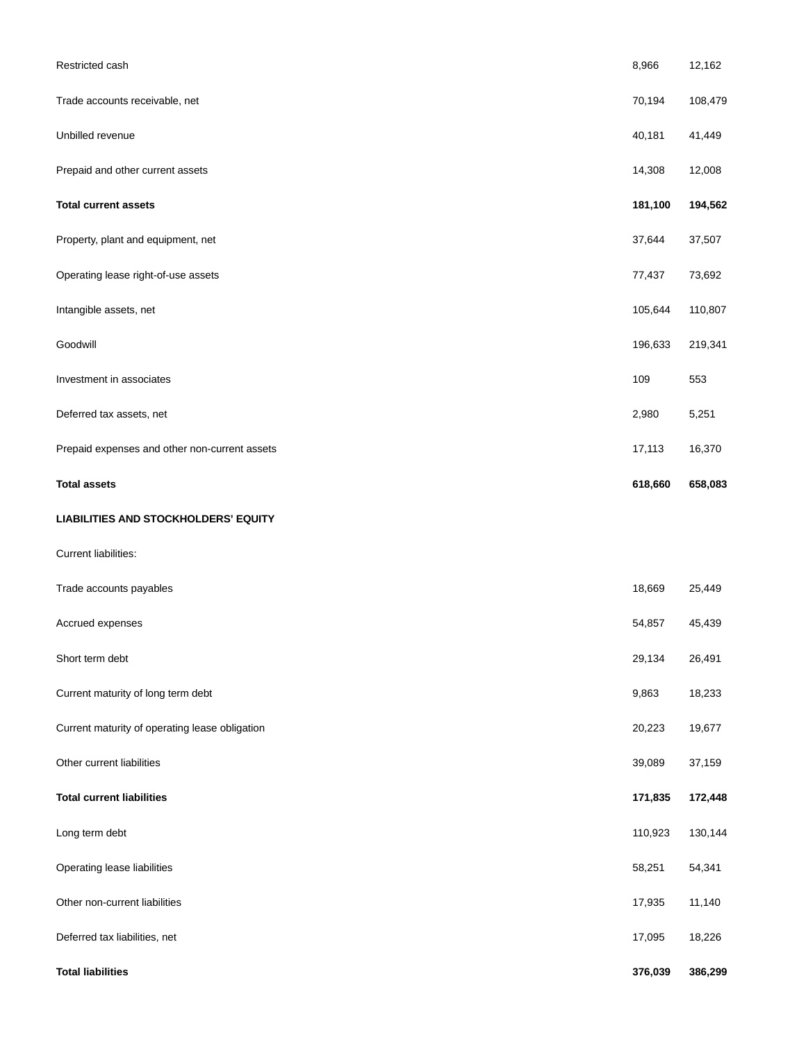| | | |
|---|---|---|
| Restricted cash | 8,966 | 12,162 |
| Trade accounts receivable, net | 70,194 | 108,479 |
| Unbilled revenue | 40,181 | 41,449 |
| Prepaid and other current assets | 14,308 | 12,008 |
| **Total current assets** | **181,100** | **194,562** |
| Property, plant and equipment, net | 37,644 | 37,507 |
| Operating lease right-of-use assets | 77,437 | 73,692 |
| Intangible assets, net | 105,644 | 110,807 |
| Goodwill | 196,633 | 219,341 |
| Investment in associates | 109 | 553 |
| Deferred tax assets, net | 2,980 | 5,251 |
| Prepaid expenses and other non-current assets | 17,113 | 16,370 |
| **Total assets** | **618,660** | **658,083** |
| **LIABILITIES AND STOCKHOLDERS' EQUITY** | | |
| Current liabilities: | | |
| Trade accounts payables | 18,669 | 25,449 |
| Accrued expenses | 54,857 | 45,439 |
| Short term debt | 29,134 | 26,491 |
| Current maturity of long term debt | 9,863 | 18,233 |
| Current maturity of operating lease obligation | 20,223 | 19,677 |
| Other current liabilities | 39,089 | 37,159 |
| **Total current liabilities** | **171,835** | **172,448** |
| Long term debt | 110,923 | 130,144 |
| Operating lease liabilities | 58,251 | 54,341 |
| Other non-current liabilities | 17,935 | 11,140 |
| Deferred tax liabilities, net | 17,095 | 18,226 |
| **Total liabilities** | **376,039** | **386,299** |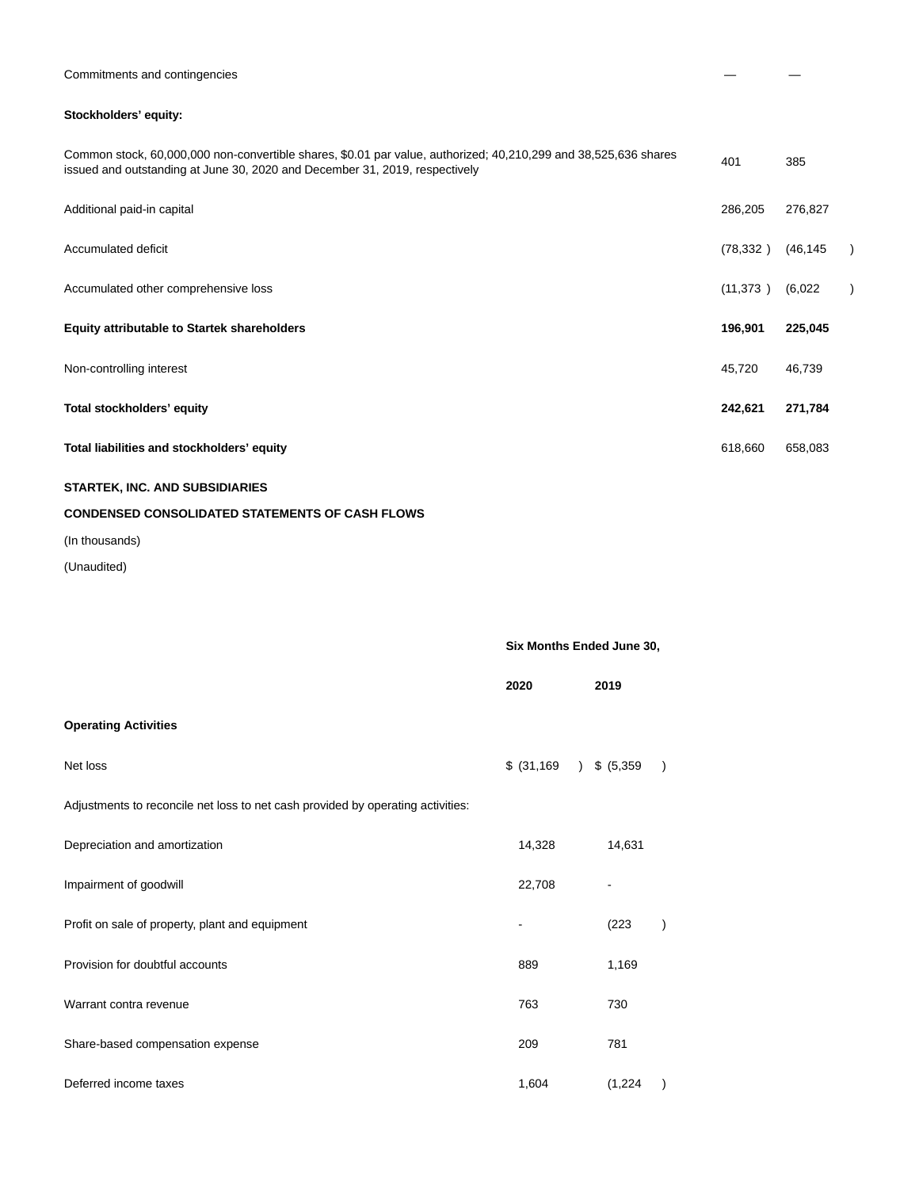| | | |
|---|---|---|
| Commitments and contingencies | — | — |
| **Stockholders' equity:** | | |
| Common stock, 60,000,000 non-convertible shares, $0.01 par value, authorized; 40,210,299 and 38,525,636 shares issued and outstanding at June 30, 2020 and December 31, 2019, respectively | 401 | 385 |
| Additional paid-in capital | 286,205 | 276,827 |
| Accumulated deficit | (78,332 ) | (46,145 ) |
| Accumulated other comprehensive loss | (11,373 ) | (6,022 ) |
| **Equity attributable to Startek shareholders** | **196,901** | **225,045** |
| Non-controlling interest | 45,720 | 46,739 |
| **Total stockholders' equity** | **242,621** | **271,784** |
| **Total liabilities and stockholders' equity** | 618,660 | 658,083 |

**STARTEK, INC. AND SUBSIDIARIES**

**CONDENSED CONSOLIDATED STATEMENTS OF CASH FLOWS**

(In thousands)

(Unaudited)

| | **Six Months Ended June 30,** | |
|---|---|---|
| | **2020** | **2019** |
| **Operating Activities** | | |
| Net loss | $ (31,169 ) | $ (5,359 ) |
| Adjustments to reconcile net loss to net cash provided by operating activities: | | |
| Depreciation and amortization | 14,328 | 14,631 |
| Impairment of goodwill | 22,708 | - |
| Profit on sale of property, plant and equipment | - | (223 ) |
| Provision for doubtful accounts | 889 | 1,169 |
| Warrant contra revenue | 763 | 730 |
| Share-based compensation expense | 209 | 781 |
| Deferred income taxes | 1,604 | (1,224 ) |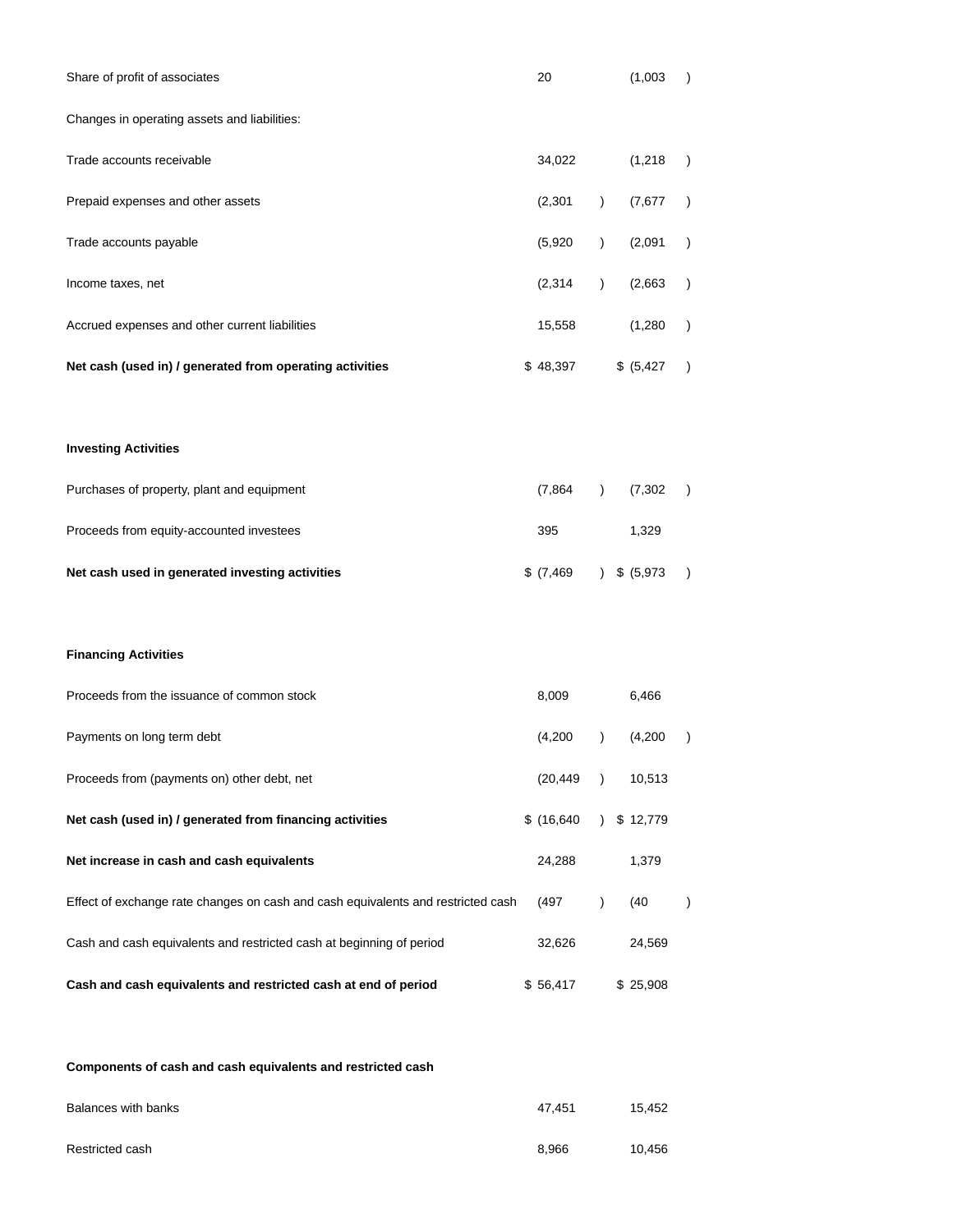| | | |
|---|---|---|
| Share of profit of associates | 20 | (1,003) |
| Changes in operating assets and liabilities: | | |
| Trade accounts receivable | 34,022 | (1,218) |
| Prepaid expenses and other assets | (2,301) | (7,677) |
| Trade accounts payable | (5,920) | (2,091) |
| Income taxes, net | (2,314) | (2,663) |
| Accrued expenses and other current liabilities | 15,558 | (1,280) |
| **Net cash (used in) / generated from operating activities** | $ 48,397 | $ (5,427) |
| | | |
| **Investing Activities** | | |
| Purchases of property, plant and equipment | (7,864) | (7,302) |
| Proceeds from equity-accounted investees | 395 | 1,329 |
| **Net cash used in generated investing activities** | $ (7,469) | $ (5,973) |
| | | |
| **Financing Activities** | | |
| Proceeds from the issuance of common stock | 8,009 | 6,466 |
| Payments on long term debt | (4,200) | (4,200) |
| Proceeds from (payments on) other debt, net | (20,449) | 10,513 |
| **Net cash (used in) / generated from financing activities** | $ (16,640) | $ 12,779 |
| **Net increase in cash and cash equivalents** | 24,288 | 1,379 |
| Effect of exchange rate changes on cash and cash equivalents and restricted cash | (497) | (40) |
| Cash and cash equivalents and restricted cash at beginning of period | 32,626 | 24,569 |
| **Cash and cash equivalents and restricted cash at end of period** | $ 56,417 | $ 25,908 |
| | | |
| **Components of cash and cash equivalents and restricted cash** | | |
| Balances with banks | 47,451 | 15,452 |
| Restricted cash | 8,966 | 10,456 |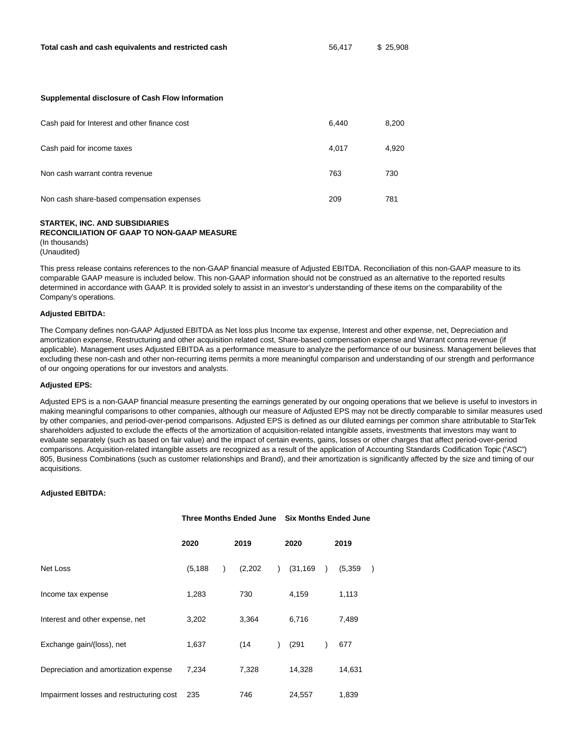| | | |
|---|---|---|
| **Total cash and cash equivalents and restricted cash** | 56,417 | $ 25,908 |

**Supplemental disclosure of Cash Flow Information**

| | | |
|---|---|---|
| Cash paid for Interest and other finance cost | 6,440 | 8,200 |
| Cash paid for income taxes | 4,017 | 4,920 |
| Non cash warrant contra revenue | 763 | 730 |
| Non cash share-based compensation expenses | 209 | 781 |

**STARTEK, INC. AND SUBSIDIARIES**
**RECONCILIATION OF GAAP TO NON-GAAP MEASURE**
(In thousands)
(Unaudited)

This press release contains references to the non-GAAP financial measure of Adjusted EBITDA. Reconciliation of this non-GAAP measure to its comparable GAAP measure is included below. This non-GAAP information should not be construed as an alternative to the reported results determined in accordance with GAAP. It is provided solely to assist in an investor's understanding of these items on the comparability of the Company's operations.

**Adjusted EBITDA:**

The Company defines non-GAAP Adjusted EBITDA as Net loss plus Income tax expense, Interest and other expense, net, Depreciation and amortization expense, Restructuring and other acquisition related cost, Share-based compensation expense and Warrant contra revenue (if applicable). Management uses Adjusted EBITDA as a performance measure to analyze the performance of our business. Management believes that excluding these non-cash and other non-recurring items permits a more meaningful comparison and understanding of our strength and performance of our ongoing operations for our investors and analysts.

**Adjusted EPS:**

Adjusted EPS is a non-GAAP financial measure presenting the earnings generated by our ongoing operations that we believe is useful to investors in making meaningful comparisons to other companies, although our measure of Adjusted EPS may not be directly comparable to similar measures used by other companies, and period-over-period comparisons. Adjusted EPS is defined as our diluted earnings per common share attributable to StarTek shareholders adjusted to exclude the effects of the amortization of acquisition-related intangible assets, investments that investors may want to evaluate separately (such as based on fair value) and the impact of certain events, gains, losses or other charges that affect period-over-period comparisons. Acquisition-related intangible assets are recognized as a result of the application of Accounting Standards Codification Topic ("ASC") 805, Business Combinations (such as customer relationships and Brand), and their amortization is significantly affected by the size and timing of our acquisitions.

**Adjusted EBITDA:**

| | **Three Months Ended June** | | **Six Months Ended June** | |
|---|---|---|---|---|
| | **2020** | **2019** | **2020** | **2019** |
| Net Loss | (5,188 ) | (2,202 ) | (31,169 ) | (5,359 ) |
| Income tax expense | 1,283 | 730 | 4,159 | 1,113 |
| Interest and other expense, net | 3,202 | 3,364 | 6,716 | 7,489 |
| Exchange gain/(loss), net | 1,637 | (14 ) | (291 ) | 677 |
| Depreciation and amortization expense | 7,234 | 7,328 | 14,328 | 14,631 |
| Impairment losses and restructuring cost | 235 | 746 | 24,557 | 1,839 |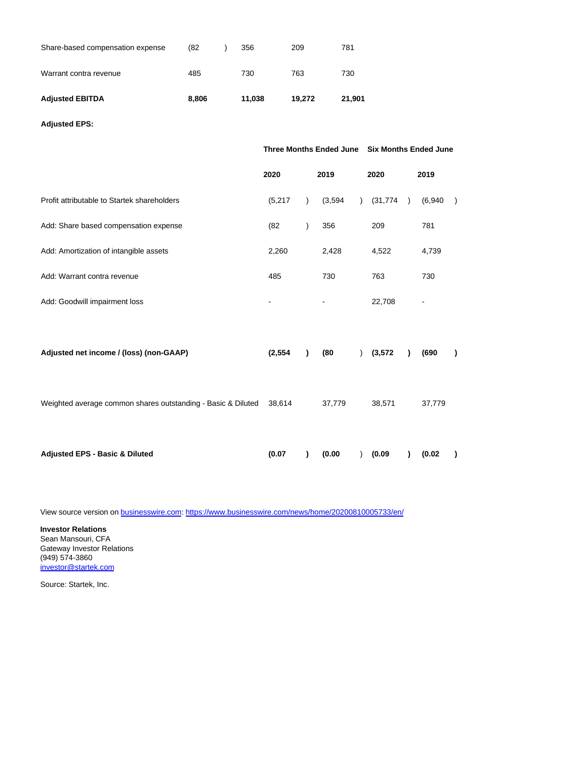| | | | | |
|---|---|---|---|---|
| Share-based compensation expense | (82) | 356 | 209 | 781 |
| Warrant contra revenue | 485 | 730 | 763 | 730 |
| **Adjusted EBITDA** | **8,806** | **11,038** | **19,272** | **21,901** |

**Adjusted EPS:**

| | Three Months Ended June | | Six Months Ended June | |
|---|---|---|---|---|
| | **2020** | **2019** | **2020** | **2019** |
| Profit attributable to Startek shareholders | (5,217) | (3,594) | (31,774) | (6,940) |
| Add: Share based compensation expense | (82) | 356 | 209 | 781 |
| Add: Amortization of intangible assets | 2,260 | 2,428 | 4,522 | 4,739 |
| Add: Warrant contra revenue | 485 | 730 | 763 | 730 |
| Add: Goodwill impairment loss | - | - | 22,708 | - |
| **Adjusted net income / (loss) (non-GAAP)** | **(2,554)** | **(80)** | **(3,572)** | **(690)** |
| Weighted average common shares outstanding - Basic & Diluted | 38,614 | 37,779 | 38,571 | 37,779 |
| **Adjusted EPS - Basic & Diluted** | **(0.07)** | **(0.00)** | **(0.09)** | **(0.02)** |

View source version on businesswire.com: https://www.businesswire.com/news/home/20200810005733/en/

**Investor Relations**
Sean Mansouri, CFA
Gateway Investor Relations
(949) 574-3860
investor@startek.com

Source: Startek, Inc.